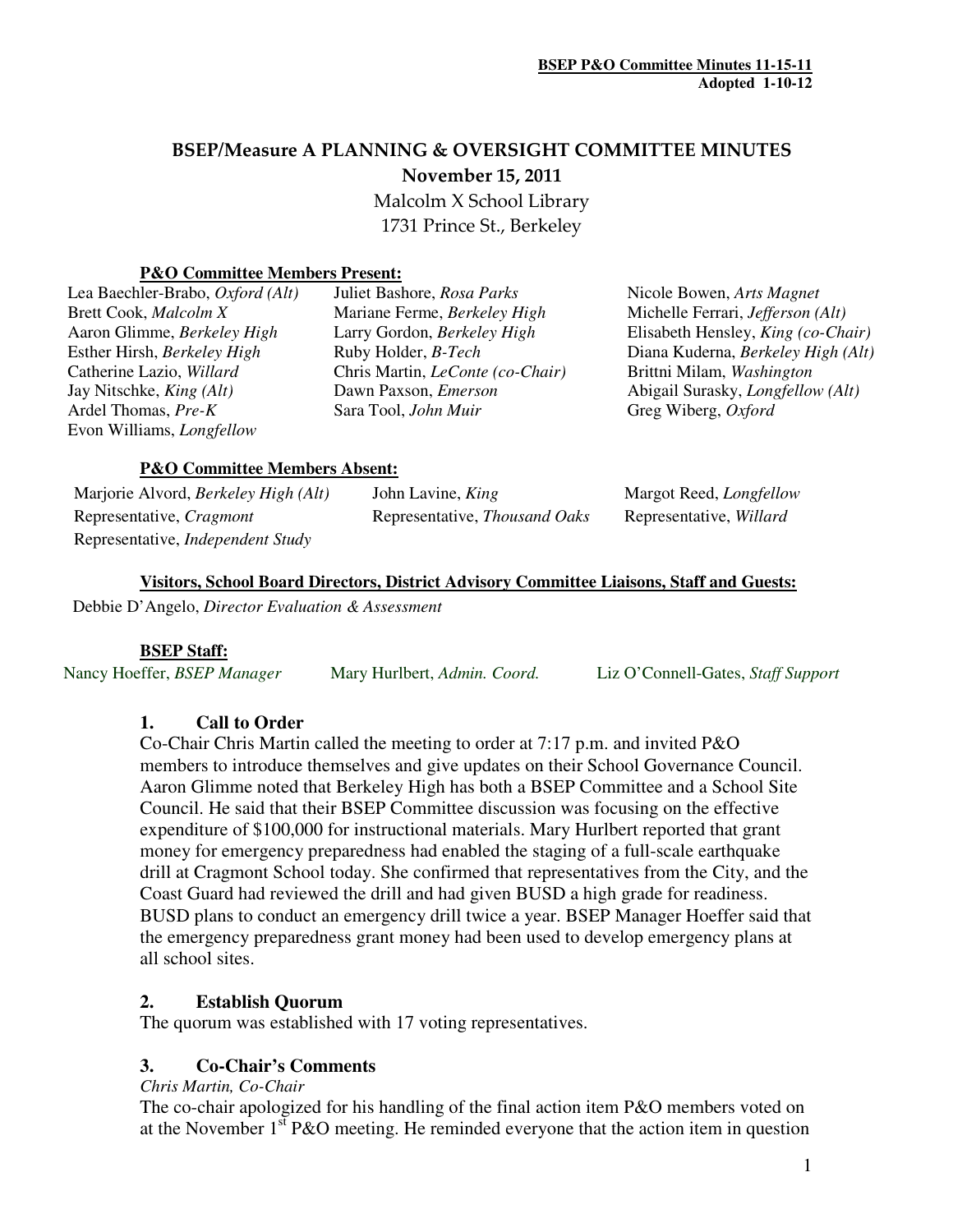**BSEP P&O Committee Minutes 11-15-11**
**Adopted 1-10-12**

# BSEP/Measure A PLANNING & OVERSIGHT COMMITTEE MINUTES

## November 15, 2011

Malcolm X School Library
1731 Prince St., Berkeley

**P&O Committee Members Present:**

| | | |
|---|---|---|
| Lea Baechler-Brabo, *Oxford (Alt)* | Juliet Bashore, *Rosa Parks* | Nicole Bowen, *Arts Magnet* |
| Brett Cook, *Malcolm X* | Mariane Ferme, *Berkeley High* | Michelle Ferrari, *Jefferson (Alt)* |
| Aaron Glimme, *Berkeley High* | Larry Gordon, *Berkeley High* | Elisabeth Hensley, *King (co-Chair)* |
| Esther Hirsh, *Berkeley High* | Ruby Holder, *B-Tech* | Diana Kuderna, *Berkeley High (Alt)* |
| Catherine Lazio, *Willard* | Chris Martin, *LeConte (co-Chair)* | Brittni Milam, *Washington* |
| Jay Nitschke, *King (Alt)* | Dawn Paxson, *Emerson* | Abigail Surasky, *Longfellow (Alt)* |
| Ardel Thomas, *Pre-K* | Sara Tool, *John Muir* | Greg Wiberg, *Oxford* |
| Evon Williams, *Longfellow* | | |

**P&O Committee Members Absent:**

| | | |
|---|---|---|
| Marjorie Alvord, *Berkeley High (Alt)* | John Lavine, *King* | Margot Reed, *Longfellow* |
| Representative, *Cragmont* | Representative, *Thousand Oaks* | Representative, *Willard* |
| Representative, *Independent Study* | | |

**Visitors, School Board Directors, District Advisory Committee Liaisons, Staff and Guests:**

Debbie D'Angelo, *Director Evaluation & Assessment*

**BSEP Staff:**

Nancy Hoeffer, *BSEP Manager* Mary Hurlbert, *Admin. Coord.* Liz O'Connell-Gates, *Staff Support*

### 1. Call to Order

Co-Chair Chris Martin called the meeting to order at 7:17 p.m. and invited P&O members to introduce themselves and give updates on their School Governance Council. Aaron Glimme noted that Berkeley High has both a BSEP Committee and a School Site Council. He said that their BSEP Committee discussion was focusing on the effective expenditure of $100,000 for instructional materials. Mary Hurlbert reported that grant money for emergency preparedness had enabled the staging of a full-scale earthquake drill at Cragmont School today. She confirmed that representatives from the City, and the Coast Guard had reviewed the drill and had given BUSD a high grade for readiness. BUSD plans to conduct an emergency drill twice a year. BSEP Manager Hoeffer said that the emergency preparedness grant money had been used to develop emergency plans at all school sites.

### 2. Establish Quorum

The quorum was established with 17 voting representatives.

### 3. Co-Chair's Comments

*Chris Martin, Co-Chair*

The co-chair apologized for his handling of the final action item P&O members voted on at the November 1st P&O meeting. He reminded everyone that the action item in question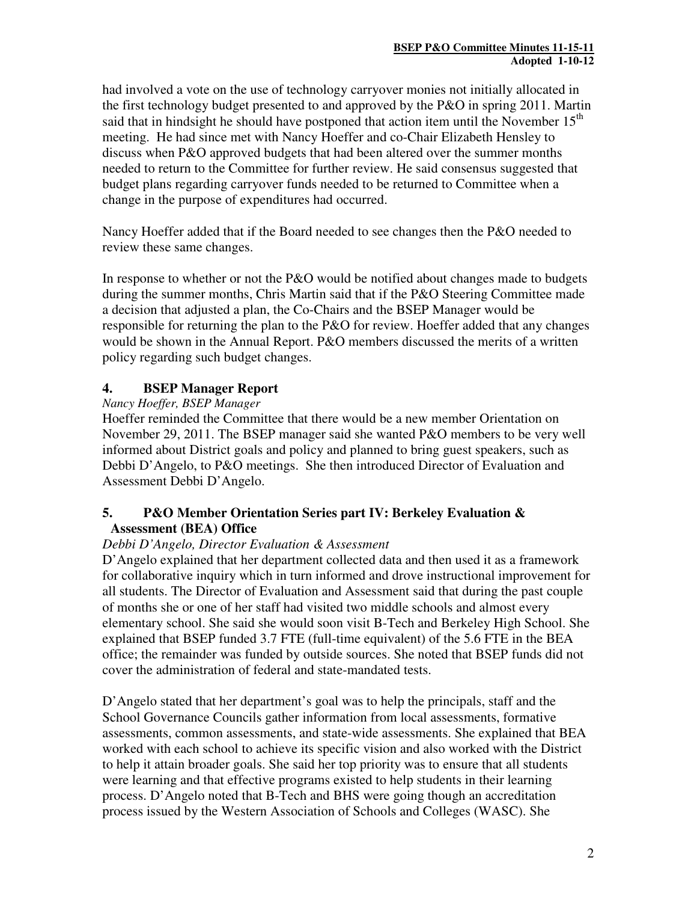had involved a vote on the use of technology carryover monies not initially allocated in the first technology budget presented to and approved by the P&O in spring 2011. Martin said that in hindsight he should have postponed that action item until the November 15th meeting. He had since met with Nancy Hoeffer and co-Chair Elizabeth Hensley to discuss when P&O approved budgets that had been altered over the summer months needed to return to the Committee for further review. He said consensus suggested that budget plans regarding carryover funds needed to be returned to Committee when a change in the purpose of expenditures had occurred.

Nancy Hoeffer added that if the Board needed to see changes then the P&O needed to review these same changes.

In response to whether or not the P&O would be notified about changes made to budgets during the summer months, Chris Martin said that if the P&O Steering Committee made a decision that adjusted a plan, the Co-Chairs and the BSEP Manager would be responsible for returning the plan to the P&O for review. Hoeffer added that any changes would be shown in the Annual Report. P&O members discussed the merits of a written policy regarding such budget changes.

## 4. BSEP Manager Report

*Nancy Hoeffer, BSEP Manager*

Hoeffer reminded the Committee that there would be a new member Orientation on November 29, 2011. The BSEP manager said she wanted P&O members to be very well informed about District goals and policy and planned to bring guest speakers, such as Debbi D'Angelo, to P&O meetings. She then introduced Director of Evaluation and Assessment Debbi D'Angelo.

## 5. P&O Member Orientation Series part IV: Berkeley Evaluation & Assessment (BEA) Office

*Debbi D'Angelo, Director Evaluation & Assessment*

D'Angelo explained that her department collected data and then used it as a framework for collaborative inquiry which in turn informed and drove instructional improvement for all students. The Director of Evaluation and Assessment said that during the past couple of months she or one of her staff had visited two middle schools and almost every elementary school. She said she would soon visit B-Tech and Berkeley High School. She explained that BSEP funded 3.7 FTE (full-time equivalent) of the 5.6 FTE in the BEA office; the remainder was funded by outside sources. She noted that BSEP funds did not cover the administration of federal and state-mandated tests.

D'Angelo stated that her department's goal was to help the principals, staff and the School Governance Councils gather information from local assessments, formative assessments, common assessments, and state-wide assessments. She explained that BEA worked with each school to achieve its specific vision and also worked with the District to help it attain broader goals. She said her top priority was to ensure that all students were learning and that effective programs existed to help students in their learning process. D'Angelo noted that B-Tech and BHS were going though an accreditation process issued by the Western Association of Schools and Colleges (WASC). She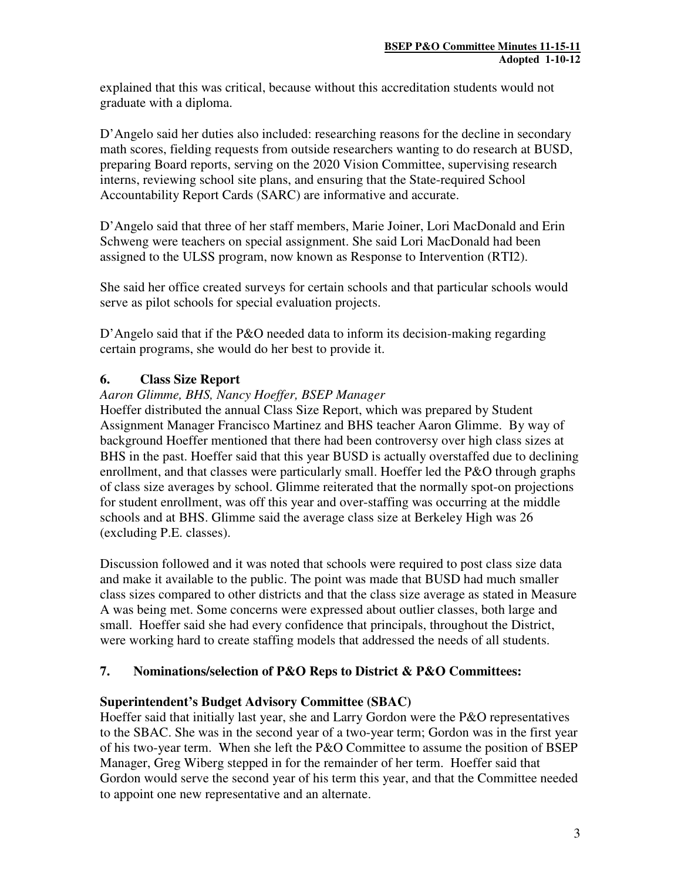explained that this was critical, because without this accreditation students would not graduate with a diploma.

D'Angelo said her duties also included: researching reasons for the decline in secondary math scores, fielding requests from outside researchers wanting to do research at BUSD, preparing Board reports, serving on the 2020 Vision Committee, supervising research interns, reviewing school site plans, and ensuring that the State-required School Accountability Report Cards (SARC) are informative and accurate.

D'Angelo said that three of her staff members, Marie Joiner, Lori MacDonald and Erin Schweng were teachers on special assignment. She said Lori MacDonald had been assigned to the ULSS program, now known as Response to Intervention (RTI2).

She said her office created surveys for certain schools and that particular schools would serve as pilot schools for special evaluation projects.

D'Angelo said that if the P&O needed data to inform its decision-making regarding certain programs, she would do her best to provide it.

## 6. Class Size Report

*Aaron Glimme, BHS, Nancy Hoeffer, BSEP Manager*

Hoeffer distributed the annual Class Size Report, which was prepared by Student Assignment Manager Francisco Martinez and BHS teacher Aaron Glimme. By way of background Hoeffer mentioned that there had been controversy over high class sizes at BHS in the past. Hoeffer said that this year BUSD is actually overstaffed due to declining enrollment, and that classes were particularly small. Hoeffer led the P&O through graphs of class size averages by school. Glimme reiterated that the normally spot-on projections for student enrollment, was off this year and over-staffing was occurring at the middle schools and at BHS. Glimme said the average class size at Berkeley High was 26 (excluding P.E. classes).

Discussion followed and it was noted that schools were required to post class size data and make it available to the public. The point was made that BUSD had much smaller class sizes compared to other districts and that the class size average as stated in Measure A was being met. Some concerns were expressed about outlier classes, both large and small. Hoeffer said she had every confidence that principals, throughout the District, were working hard to create staffing models that addressed the needs of all students.

## 7. Nominations/selection of P&O Reps to District & P&O Committees:

### Superintendent's Budget Advisory Committee (SBAC)

Hoeffer said that initially last year, she and Larry Gordon were the P&O representatives to the SBAC. She was in the second year of a two-year term; Gordon was in the first year of his two-year term. When she left the P&O Committee to assume the position of BSEP Manager, Greg Wiberg stepped in for the remainder of her term. Hoeffer said that Gordon would serve the second year of his term this year, and that the Committee needed to appoint one new representative and an alternate.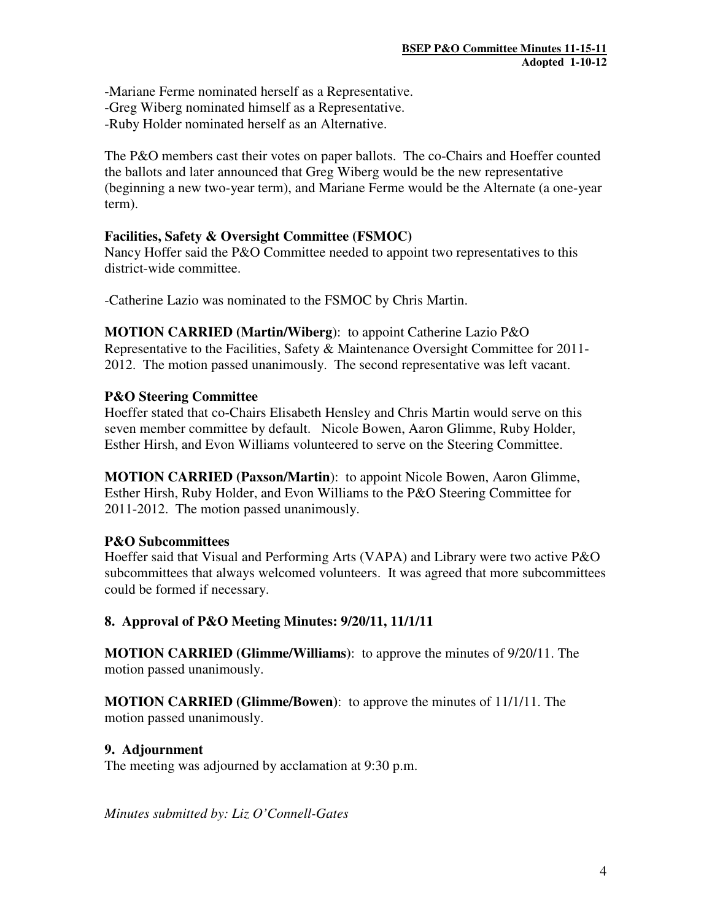-Mariane Ferme nominated herself as a Representative.
-Greg Wiberg nominated himself as a Representative.
-Ruby Holder nominated herself as an Alternative.

The P&O members cast their votes on paper ballots. The co-Chairs and Hoeffer counted the ballots and later announced that Greg Wiberg would be the new representative (beginning a new two-year term), and Mariane Ferme would be the Alternate (a one-year term).

**Facilities, Safety & Oversight Committee (FSMOC)**
Nancy Hoffer said the P&O Committee needed to appoint two representatives to this district-wide committee.

-Catherine Lazio was nominated to the FSMOC by Chris Martin.

**MOTION CARRIED (Martin/Wiberg)**: to appoint Catherine Lazio P&O Representative to the Facilities, Safety & Maintenance Oversight Committee for 2011-2012. The motion passed unanimously. The second representative was left vacant.

**P&O Steering Committee**
Hoeffer stated that co-Chairs Elisabeth Hensley and Chris Martin would serve on this seven member committee by default. Nicole Bowen, Aaron Glimme, Ruby Holder, Esther Hirsh, and Evon Williams volunteered to serve on the Steering Committee.

**MOTION CARRIED (Paxson/Martin)**: to appoint Nicole Bowen, Aaron Glimme, Esther Hirsh, Ruby Holder, and Evon Williams to the P&O Steering Committee for 2011-2012. The motion passed unanimously.

**P&O Subcommittees**
Hoeffer said that Visual and Performing Arts (VAPA) and Library were two active P&O subcommittees that always welcomed volunteers. It was agreed that more subcommittees could be formed if necessary.

## 8. Approval of P&O Meeting Minutes: 9/20/11, 11/1/11

**MOTION CARRIED (Glimme/Williams)**: to approve the minutes of 9/20/11. The motion passed unanimously.

**MOTION CARRIED (Glimme/Bowen)**: to approve the minutes of 11/1/11. The motion passed unanimously.

## 9. Adjournment

The meeting was adjourned by acclamation at 9:30 p.m.

*Minutes submitted by: Liz O'Connell-Gates*